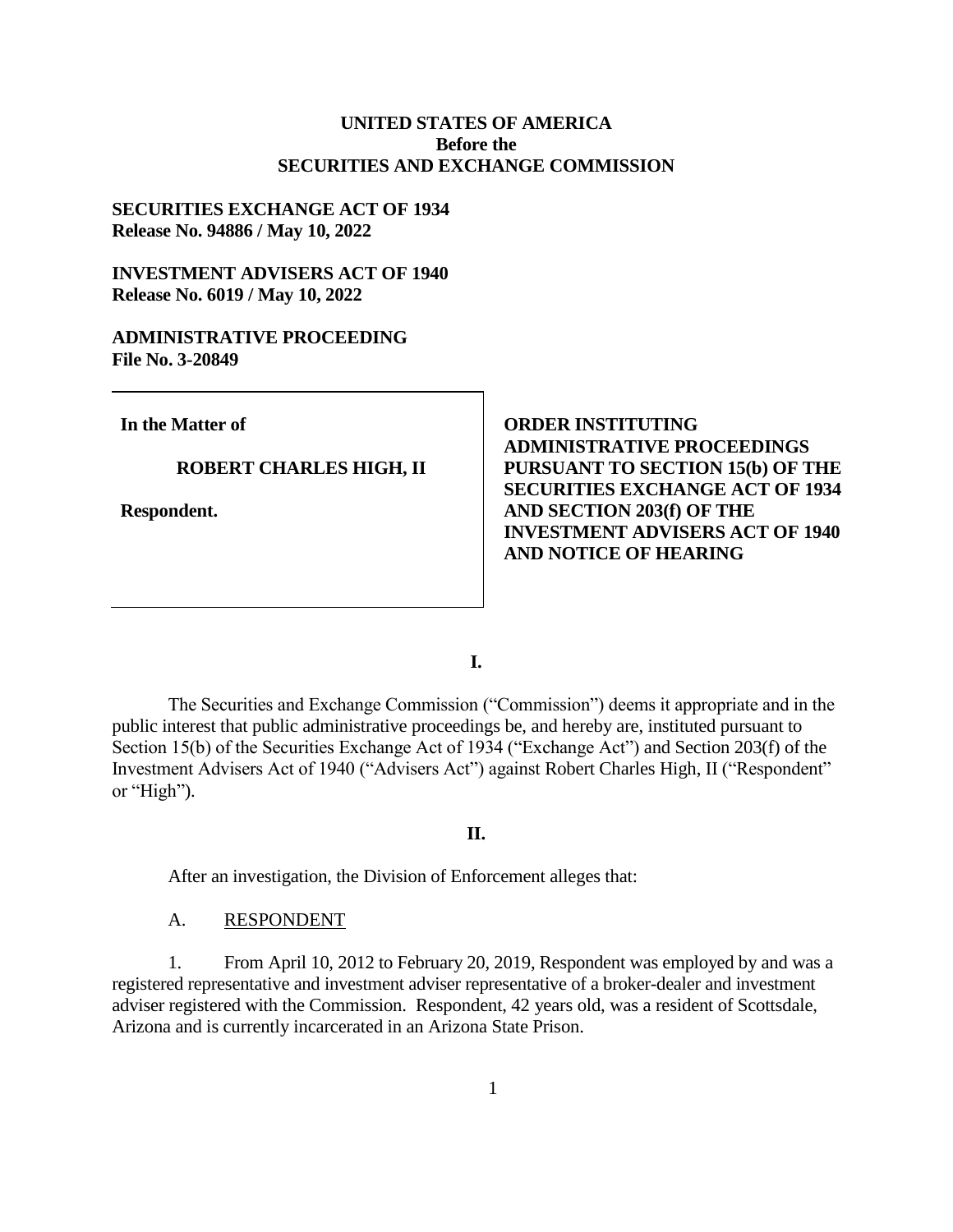**UNITED STATES OF AMERICA**
**Before the**
**SECURITIES AND EXCHANGE COMMISSION**

**SECURITIES EXCHANGE ACT OF 1934**
**Release No. 94886 / May 10, 2022**

**INVESTMENT ADVISERS ACT OF 1940**
**Release No. 6019 / May 10, 2022**

**ADMINISTRATIVE PROCEEDING**
**File No. 3-20849**

| | |
|---|---|
| **In the Matter of**<br><br>**ROBERT CHARLES HIGH, II**<br><br>**Respondent.** | **ORDER INSTITUTING ADMINISTRATIVE PROCEEDINGS PURSUANT TO SECTION 15(b) OF THE SECURITIES EXCHANGE ACT OF 1934 AND SECTION 203(f) OF THE INVESTMENT ADVISERS ACT OF 1940 AND NOTICE OF HEARING** |

**I.**

The Securities and Exchange Commission ("Commission") deems it appropriate and in the public interest that public administrative proceedings be, and hereby are, instituted pursuant to Section 15(b) of the Securities Exchange Act of 1934 ("Exchange Act") and Section 203(f) of the Investment Advisers Act of 1940 ("Advisers Act") against Robert Charles High, II ("Respondent" or "High").

**II.**

After an investigation, the Division of Enforcement alleges that:

A. RESPONDENT

1. From April 10, 2012 to February 20, 2019, Respondent was employed by and was a registered representative and investment adviser representative of a broker-dealer and investment adviser registered with the Commission. Respondent, 42 years old, was a resident of Scottsdale, Arizona and is currently incarcerated in an Arizona State Prison.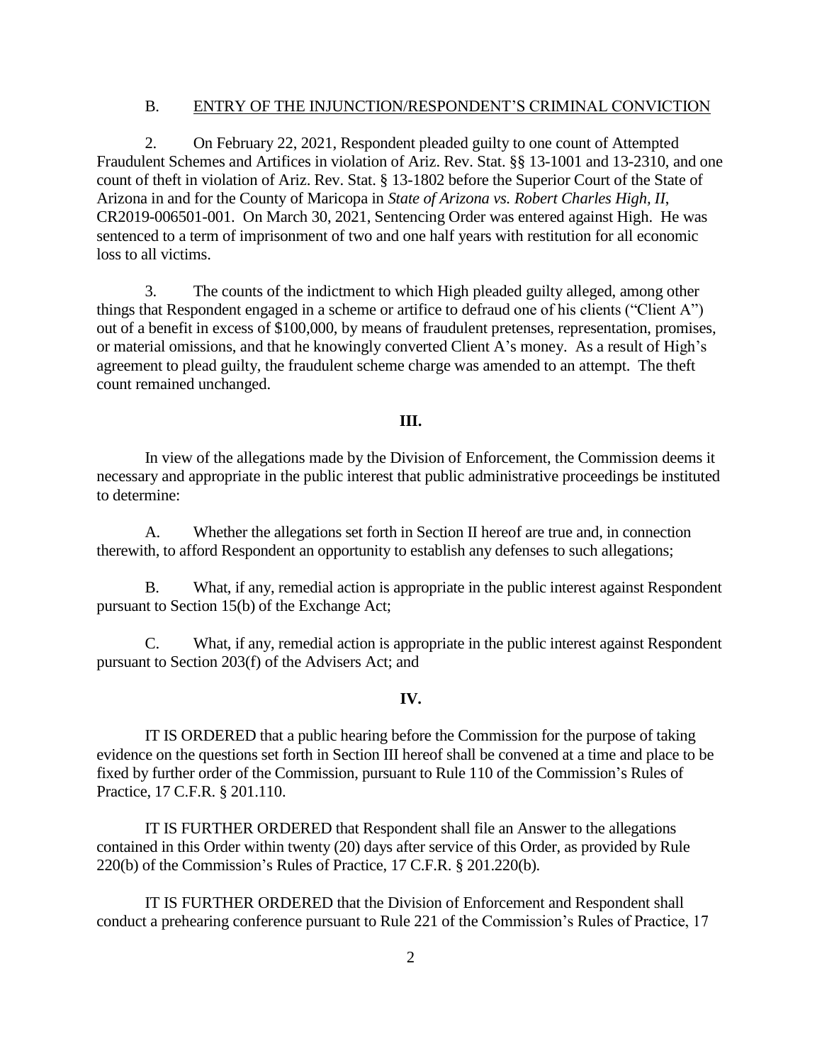B. <u>ENTRY OF THE INJUNCTION/RESPONDENT'S CRIMINAL CONVICTION</u>

2. On February 22, 2021, Respondent pleaded guilty to one count of Attempted Fraudulent Schemes and Artifices in violation of Ariz. Rev. Stat. §§ 13-1001 and 13-2310, and one count of theft in violation of Ariz. Rev. Stat. § 13-1802 before the Superior Court of the State of Arizona in and for the County of Maricopa in *State of Arizona vs. Robert Charles High, II*, CR2019-006501-001. On March 30, 2021, Sentencing Order was entered against High. He was sentenced to a term of imprisonment of two and one half years with restitution for all economic loss to all victims.

3. The counts of the indictment to which High pleaded guilty alleged, among other things that Respondent engaged in a scheme or artifice to defraud one of his clients ("Client A") out of a benefit in excess of $100,000, by means of fraudulent pretenses, representation, promises, or material omissions, and that he knowingly converted Client A's money. As a result of High's agreement to plead guilty, the fraudulent scheme charge was amended to an attempt. The theft count remained unchanged.

**III.**

In view of the allegations made by the Division of Enforcement, the Commission deems it necessary and appropriate in the public interest that public administrative proceedings be instituted to determine:

A. Whether the allegations set forth in Section II hereof are true and, in connection therewith, to afford Respondent an opportunity to establish any defenses to such allegations;

B. What, if any, remedial action is appropriate in the public interest against Respondent pursuant to Section 15(b) of the Exchange Act;

C. What, if any, remedial action is appropriate in the public interest against Respondent pursuant to Section 203(f) of the Advisers Act; and

**IV.**

IT IS ORDERED that a public hearing before the Commission for the purpose of taking evidence on the questions set forth in Section III hereof shall be convened at a time and place to be fixed by further order of the Commission, pursuant to Rule 110 of the Commission's Rules of Practice, 17 C.F.R. § 201.110.

IT IS FURTHER ORDERED that Respondent shall file an Answer to the allegations contained in this Order within twenty (20) days after service of this Order, as provided by Rule 220(b) of the Commission's Rules of Practice, 17 C.F.R. § 201.220(b).

IT IS FURTHER ORDERED that the Division of Enforcement and Respondent shall conduct a prehearing conference pursuant to Rule 221 of the Commission's Rules of Practice, 17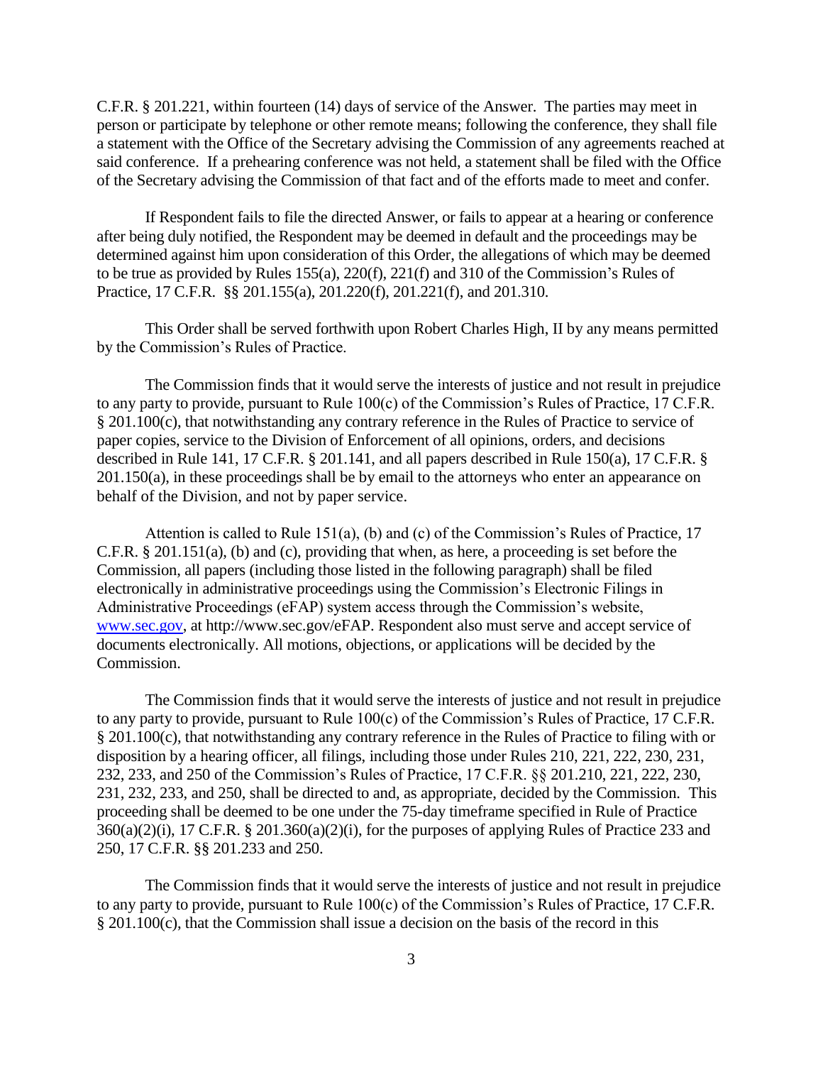C.F.R. § 201.221, within fourteen (14) days of service of the Answer. The parties may meet in person or participate by telephone or other remote means; following the conference, they shall file a statement with the Office of the Secretary advising the Commission of any agreements reached at said conference. If a prehearing conference was not held, a statement shall be filed with the Office of the Secretary advising the Commission of that fact and of the efforts made to meet and confer.

If Respondent fails to file the directed Answer, or fails to appear at a hearing or conference after being duly notified, the Respondent may be deemed in default and the proceedings may be determined against him upon consideration of this Order, the allegations of which may be deemed to be true as provided by Rules 155(a), 220(f), 221(f) and 310 of the Commission's Rules of Practice, 17 C.F.R. §§ 201.155(a), 201.220(f), 201.221(f), and 201.310.

This Order shall be served forthwith upon Robert Charles High, II by any means permitted by the Commission's Rules of Practice.

The Commission finds that it would serve the interests of justice and not result in prejudice to any party to provide, pursuant to Rule 100(c) of the Commission's Rules of Practice, 17 C.F.R. § 201.100(c), that notwithstanding any contrary reference in the Rules of Practice to service of paper copies, service to the Division of Enforcement of all opinions, orders, and decisions described in Rule 141, 17 C.F.R. § 201.141, and all papers described in Rule 150(a), 17 C.F.R. § 201.150(a), in these proceedings shall be by email to the attorneys who enter an appearance on behalf of the Division, and not by paper service.

Attention is called to Rule 151(a), (b) and (c) of the Commission's Rules of Practice, 17 C.F.R. § 201.151(a), (b) and (c), providing that when, as here, a proceeding is set before the Commission, all papers (including those listed in the following paragraph) shall be filed electronically in administrative proceedings using the Commission's Electronic Filings in Administrative Proceedings (eFAP) system access through the Commission's website, www.sec.gov, at http://www.sec.gov/eFAP. Respondent also must serve and accept service of documents electronically. All motions, objections, or applications will be decided by the Commission.

The Commission finds that it would serve the interests of justice and not result in prejudice to any party to provide, pursuant to Rule 100(c) of the Commission's Rules of Practice, 17 C.F.R. § 201.100(c), that notwithstanding any contrary reference in the Rules of Practice to filing with or disposition by a hearing officer, all filings, including those under Rules 210, 221, 222, 230, 231, 232, 233, and 250 of the Commission's Rules of Practice, 17 C.F.R. §§ 201.210, 221, 222, 230, 231, 232, 233, and 250, shall be directed to and, as appropriate, decided by the Commission. This proceeding shall be deemed to be one under the 75-day timeframe specified in Rule of Practice 360(a)(2)(i), 17 C.F.R. § 201.360(a)(2)(i), for the purposes of applying Rules of Practice 233 and 250, 17 C.F.R. §§ 201.233 and 250.

The Commission finds that it would serve the interests of justice and not result in prejudice to any party to provide, pursuant to Rule 100(c) of the Commission's Rules of Practice, 17 C.F.R. § 201.100(c), that the Commission shall issue a decision on the basis of the record in this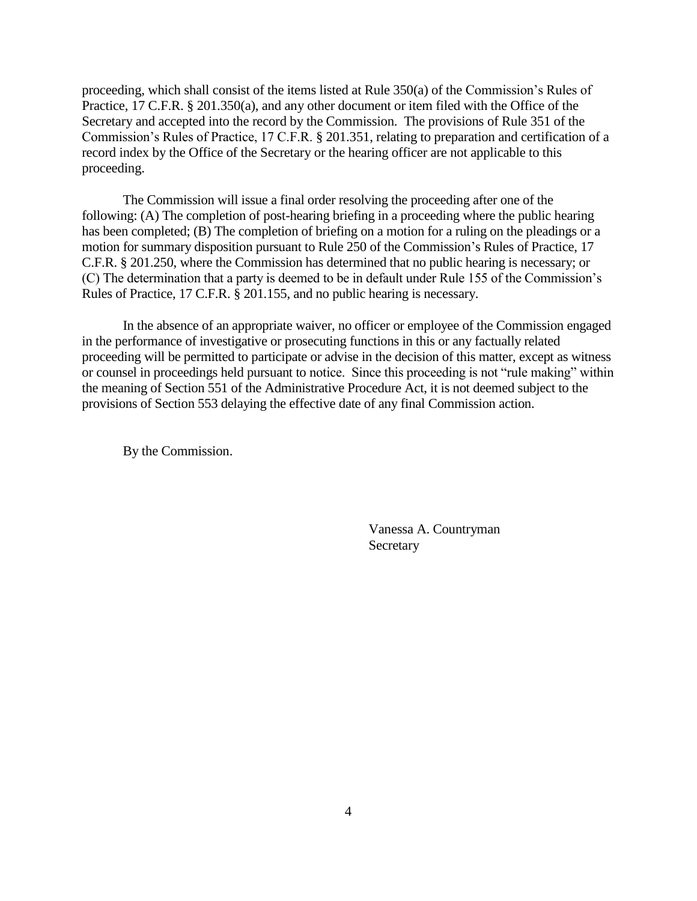proceeding, which shall consist of the items listed at Rule 350(a) of the Commission's Rules of Practice, 17 C.F.R. § 201.350(a), and any other document or item filed with the Office of the Secretary and accepted into the record by the Commission. The provisions of Rule 351 of the Commission's Rules of Practice, 17 C.F.R. § 201.351, relating to preparation and certification of a record index by the Office of the Secretary or the hearing officer are not applicable to this proceeding.

The Commission will issue a final order resolving the proceeding after one of the following: (A) The completion of post-hearing briefing in a proceeding where the public hearing has been completed; (B) The completion of briefing on a motion for a ruling on the pleadings or a motion for summary disposition pursuant to Rule 250 of the Commission's Rules of Practice, 17 C.F.R. § 201.250, where the Commission has determined that no public hearing is necessary; or (C) The determination that a party is deemed to be in default under Rule 155 of the Commission's Rules of Practice, 17 C.F.R. § 201.155, and no public hearing is necessary.

In the absence of an appropriate waiver, no officer or employee of the Commission engaged in the performance of investigative or prosecuting functions in this or any factually related proceeding will be permitted to participate or advise in the decision of this matter, except as witness or counsel in proceedings held pursuant to notice. Since this proceeding is not "rule making" within the meaning of Section 551 of the Administrative Procedure Act, it is not deemed subject to the provisions of Section 553 delaying the effective date of any final Commission action.

By the Commission.

Vanessa A. Countryman
Secretary